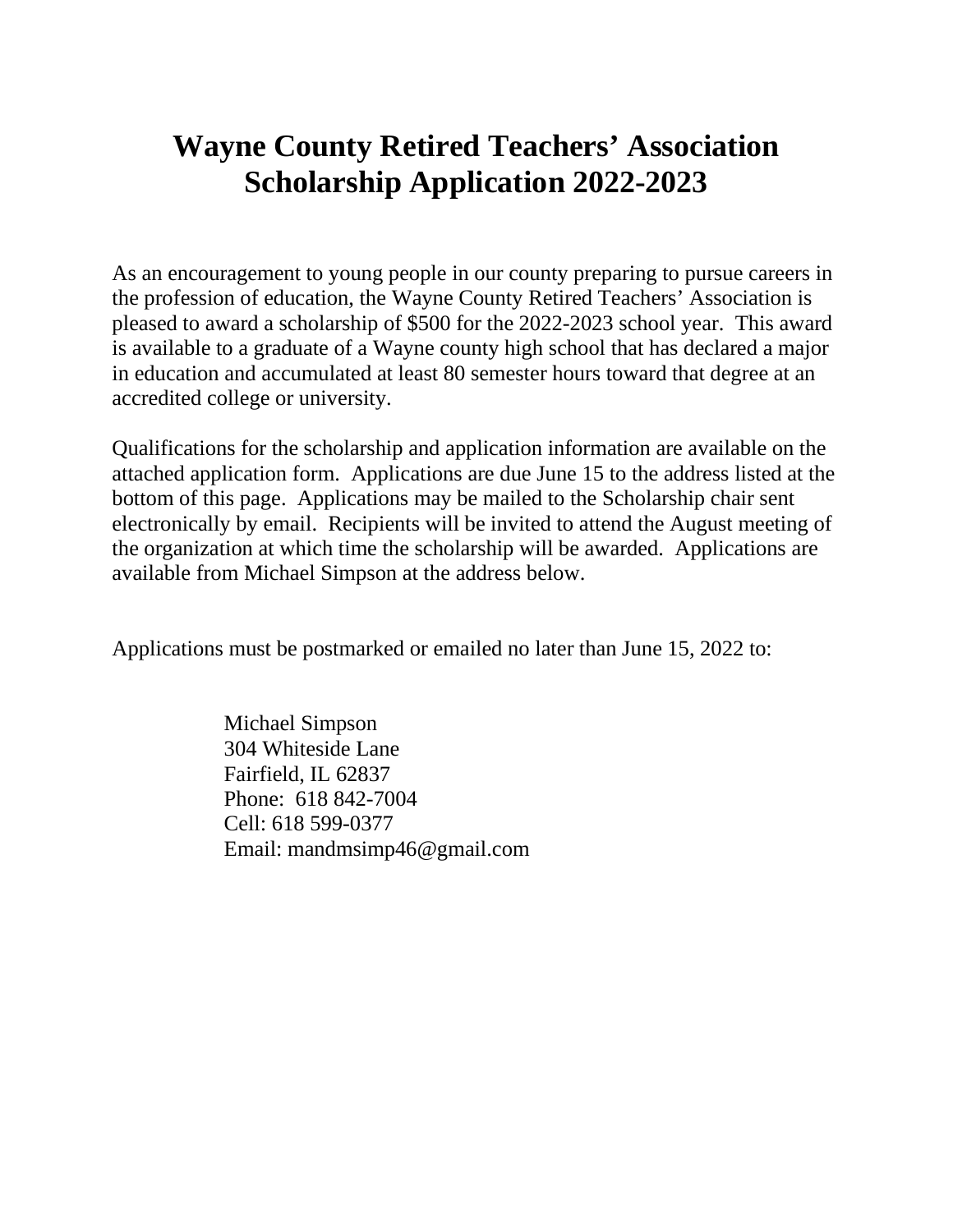# Wayne County Retired Teachers' Association Scholarship Application 2022-2023

As an encouragement to young people in our county preparing to pursue careers in the profession of education, the Wayne County Retired Teachers' Association is pleased to award a scholarship of $500 for the 2022-2023 school year. This award is available to a graduate of a Wayne county high school that has declared a major in education and accumulated at least 80 semester hours toward that degree at an accredited college or university.

Qualifications for the scholarship and application information are available on the attached application form. Applications are due June 15 to the address listed at the bottom of this page. Applications may be mailed to the Scholarship chair sent electronically by email. Recipients will be invited to attend the August meeting of the organization at which time the scholarship will be awarded. Applications are available from Michael Simpson at the address below.

Applications must be postmarked or emailed no later than June 15, 2022 to:

Michael Simpson
304 Whiteside Lane
Fairfield, IL 62837
Phone: 618 842-7004
Cell: 618 599-0377
Email: mandmsimp46@gmail.com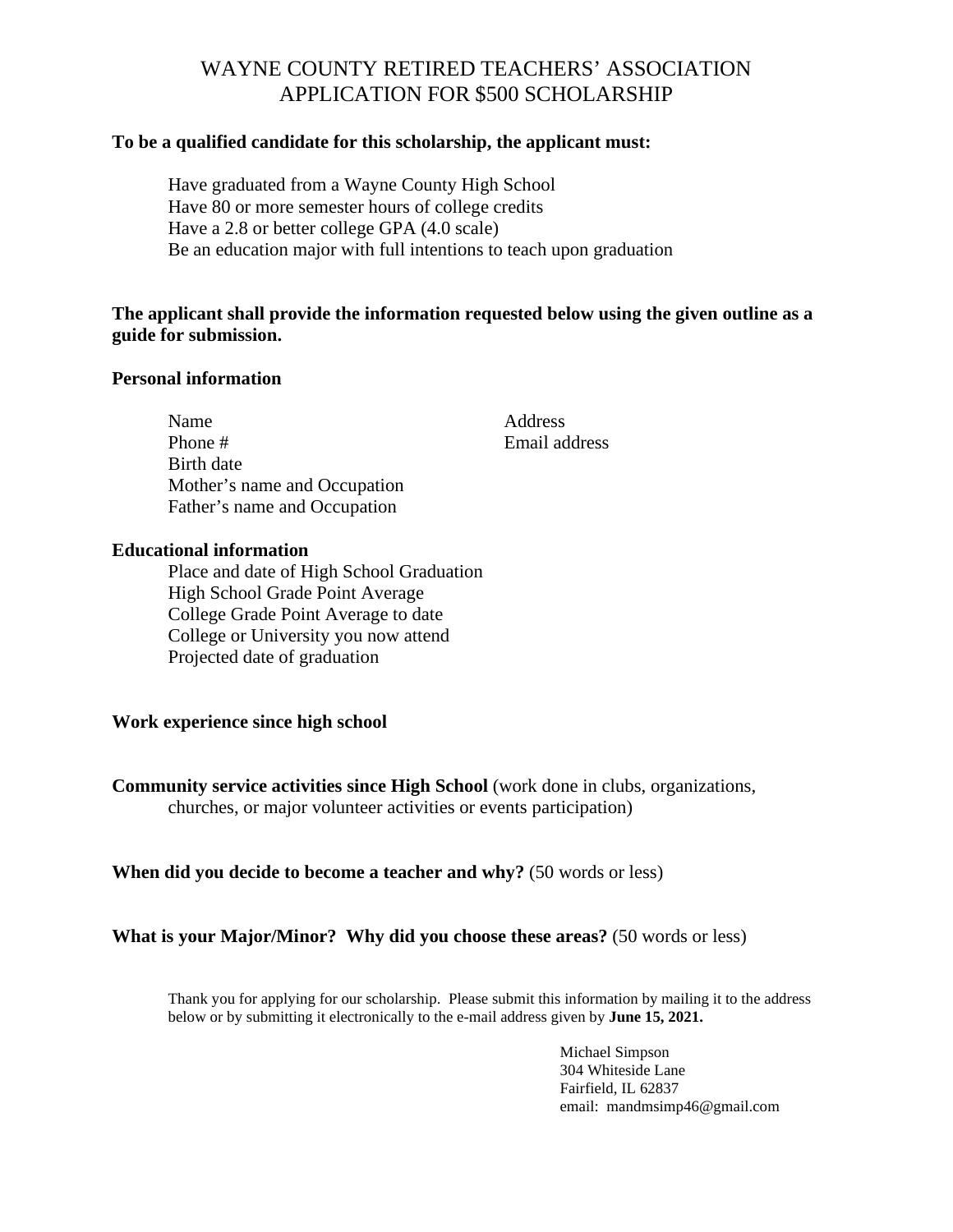# WAYNE COUNTY RETIRED TEACHERS' ASSOCIATION
# APPLICATION FOR $500 SCHOLARSHIP

**To be a qualified candidate for this scholarship, the applicant must:**

Have graduated from a Wayne County High School
Have 80 or more semester hours of college credits
Have a 2.8 or better college GPA (4.0 scale)
Be an education major with full intentions to teach upon graduation

**The applicant shall provide the information requested below using the given outline as a guide for submission.**

**Personal information**

Name
Address
Phone #
Email address
Birth date
Mother's name and Occupation
Father's name and Occupation

**Educational information**

Place and date of High School Graduation
High School Grade Point Average
College Grade Point Average to date
College or University you now attend
Projected date of graduation

**Work experience since high school**

**Community service activities since High School** (work done in clubs, organizations, churches, or major volunteer activities or events participation)

**When did you decide to become a teacher and why?** (50 words or less)

**What is your Major/Minor? Why did you choose these areas?** (50 words or less)

Thank you for applying for our scholarship. Please submit this information by mailing it to the address below or by submitting it electronically to the e-mail address given by **June 15, 2021.**

Michael Simpson
304 Whiteside Lane
Fairfield, IL 62837
email: mandmsimp46@gmail.com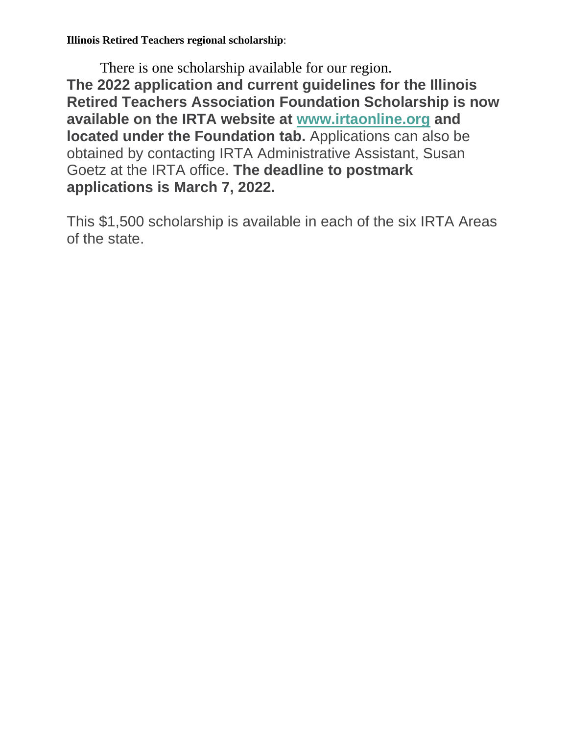**Illinois Retired Teachers regional scholarship**:

There is one scholarship available for our region.

**The 2022 application and current guidelines for the Illinois Retired Teachers Association Foundation Scholarship is now available on the IRTA website at www.irtaonline.org and located under the Foundation tab.** Applications can also be obtained by contacting IRTA Administrative Assistant, Susan Goetz at the IRTA office. **The deadline to postmark applications is March 7, 2022.**

This $1,500 scholarship is available in each of the six IRTA Areas of the state.